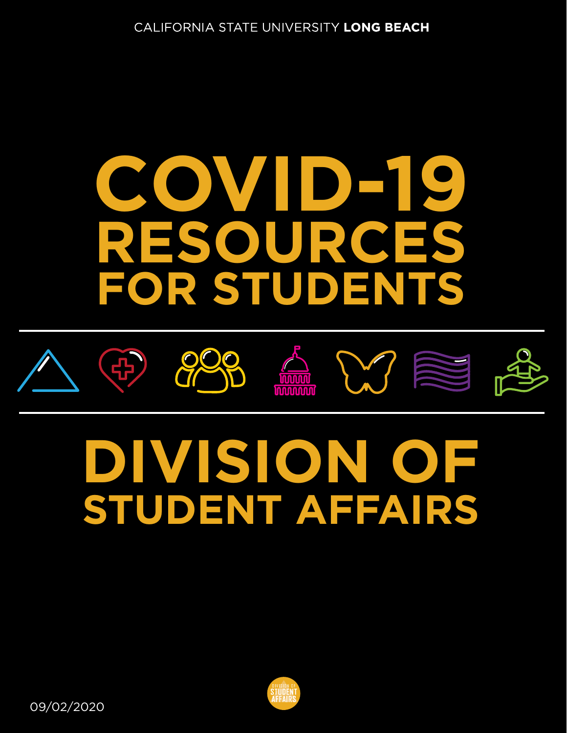CALIFORNIA STATE UNIVERSITY **LONG BEACH**

# COVID-19 RESOURCES FOR STUDENTS

# DIVISION OF STUDENT AFFAIRS

DIVISION OF STUDENT AFFAIRS

09/02/2020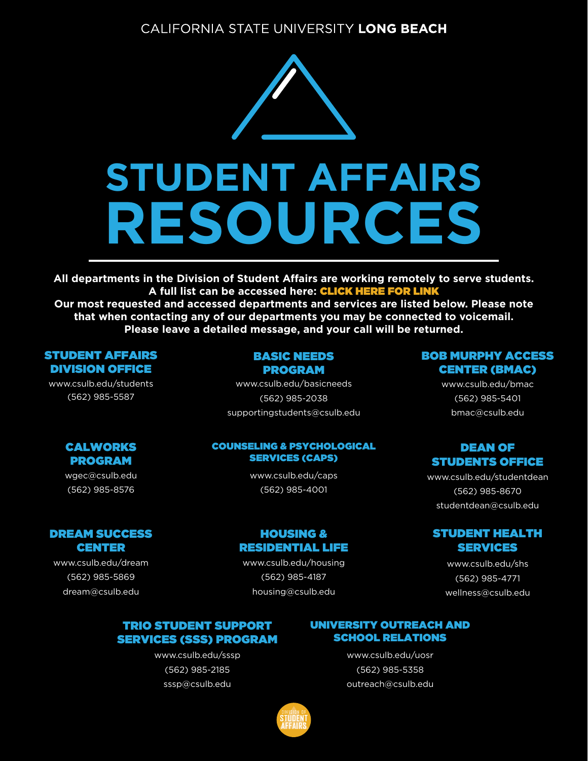CALIFORNIA STATE UNIVERSITY **LONG BEACH**

# STUDENT AFFAIRS RESOURCES

**All departments in the Division of Student Affairs are working remotely to serve students. A full list can be accessed here: CLICK HERE FOR LINK**

**Our most requested and accessed departments and services are listed below. Please note that when contacting any of our departments you may be connected to voicemail. Please leave a detailed message, and your call will be returned.**

### STUDENT AFFAIRS DIVISION OFFICE

www.csulb.edu/students
(562) 985-5587

### BASIC NEEDS PROGRAM

www.csulb.edu/basicneeds
(562) 985-2038
supportingstudents@csulb.edu

### BOB MURPHY ACCESS CENTER (BMAC)

www.csulb.edu/bmac
(562) 985-5401
bmac@csulb.edu

### CALWORKS PROGRAM

wgec@csulb.edu
(562) 985-8576

### COUNSELING & PSYCHOLOGICAL SERVICES (CAPS)

www.csulb.edu/caps
(562) 985-4001

### DEAN OF STUDENTS OFFICE

www.csulb.edu/studentdean
(562) 985-8670
studentdean@csulb.edu

### DREAM SUCCESS CENTER

www.csulb.edu/dream
(562) 985-5869
dream@csulb.edu

### HOUSING & RESIDENTIAL LIFE

www.csulb.edu/housing
(562) 985-4187
housing@csulb.edu

### STUDENT HEALTH SERVICES

www.csulb.edu/shs
(562) 985-4771
wellness@csulb.edu

### TRIO STUDENT SUPPORT SERVICES (SSS) PROGRAM

www.csulb.edu/sssp
(562) 985-2185
sssp@csulb.edu

### UNIVERSITY OUTREACH AND SCHOOL RELATIONS

www.csulb.edu/uosr
(562) 985-5358
outreach@csulb.edu

DIVISION OF STUDENT AFFAIRS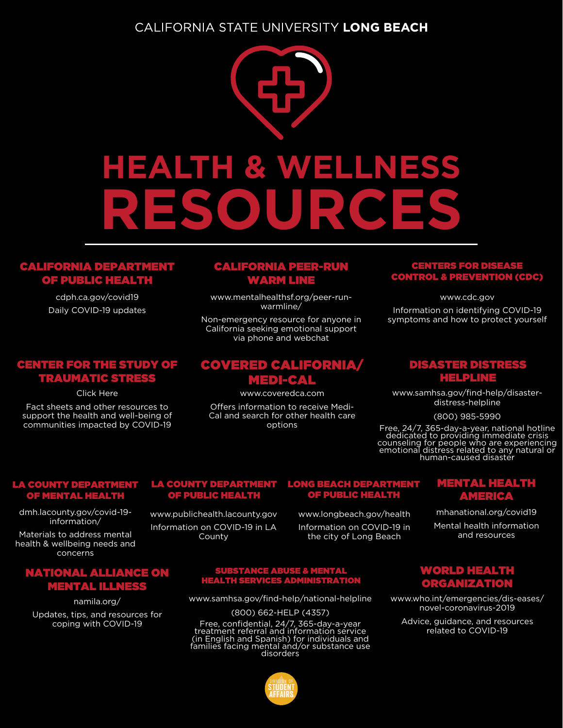CALIFORNIA STATE UNIVERSITY **LONG BEACH**

# HEALTH & WELLNESS RESOURCES

## CALIFORNIA DEPARTMENT OF PUBLIC HEALTH

cdph.ca.gov/covid19

Daily COVID-19 updates

## CALIFORNIA PEER-RUN WARM LINE

www.mentalhealthsf.org/peer-run-warmline/

Non-emergency resource for anyone in California seeking emotional support via phone and webchat

## CENTERS FOR DISEASE CONTROL & PREVENTION (CDC)

www.cdc.gov

Information on identifying COVID-19 symptoms and how to protect yourself

## CENTER FOR THE STUDY OF TRAUMATIC STRESS

Click Here

Fact sheets and other resources to support the health and well-being of communities impacted by COVID-19

## COVERED CALIFORNIA/ MEDI-CAL

www.coveredca.com

Offers information to receive Medi-Cal and search for other health care options

## DISASTER DISTRESS HELPLINE

www.samhsa.gov/find-help/disaster-distress-helpline

(800) 985-5990

Free, 24/7, 365-day-a-year, national hotline dedicated to providing immediate crisis counseling for people who are experiencing emotional distress related to any natural or human-caused disaster

## LA COUNTY DEPARTMENT OF MENTAL HEALTH

dmh.lacounty.gov/covid-19-information/

Materials to address mental health & wellbeing needs and concerns

## LA COUNTY DEPARTMENT OF PUBLIC HEALTH

www.publichealth.lacounty.gov

Information on COVID-19 in LA County

## LONG BEACH DEPARTMENT OF PUBLIC HEALTH

www.longbeach.gov/health

Information on COVID-19 in the city of Long Beach

## MENTAL HEALTH AMERICA

mhanational.org/covid19

Mental health information and resources

## NATIONAL ALLIANCE ON MENTAL ILLNESS

namila.org/

Updates, tips, and resources for coping with COVID-19

## SUBSTANCE ABUSE & MENTAL HEALTH SERVICES ADMINISTRATION

www.samhsa.gov/find-help/national-helpline

(800) 662-HELP (4357)

Free, confidential, 24/7, 365-day-a-year treatment referral and information service (in English and Spanish) for individuals and families facing mental and/or substance use disorders

## WORLD HEALTH ORGANIZATION

www.who.int/emergencies/dis-eases/novel-coronavirus-2019

Advice, guidance, and resources related to COVID-19

DIVISION OF STUDENT AFFAIRS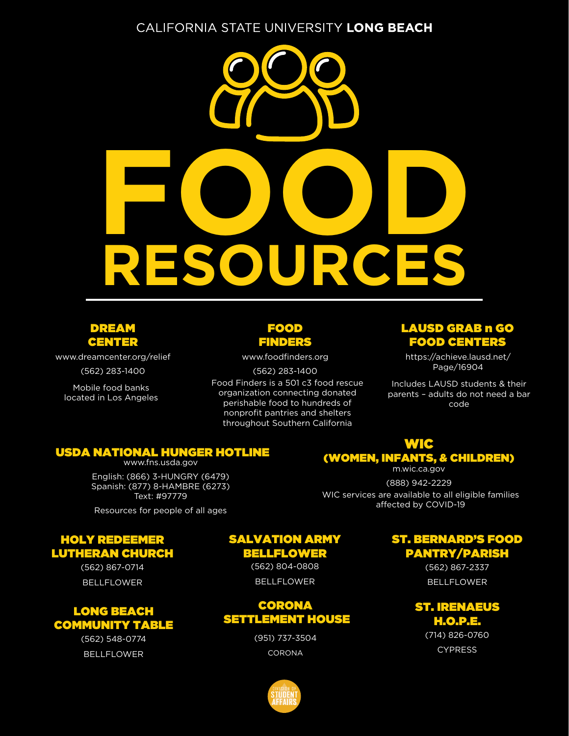CALIFORNIA STATE UNIVERSITY **LONG BEACH**

# FOOD RESOURCES

### DREAM CENTER

www.dreamcenter.org/relief

(562) 283-1400

Mobile food banks located in Los Angeles

### FOOD FINDERS

www.foodfinders.org

(562) 283-1400

Food Finders is a 501 c3 food rescue organization connecting donated perishable food to hundreds of nonprofit pantries and shelters throughout Southern California

### LAUSD GRAB n GO FOOD CENTERS

https://achieve.lausd.net/Page/16904

Includes LAUSD students & their parents – adults do not need a bar code

### USDA NATIONAL HUNGER HOTLINE

www.fns.usda.gov

English: (866) 3-HUNGRY (6479)
Spanish: (877) 8-HAMBRE (6273)
Text: #97779

Resources for people of all ages

### WIC (WOMEN, INFANTS, & CHILDREN)

m.wic.ca.gov

(888) 942-2229

WIC services are available to all eligible families affected by COVID-19

### HOLY REDEEMER LUTHERAN CHURCH

(562) 867-0714

BELLFLOWER

### SALVATION ARMY BELLFLOWER

(562) 804-0808

BELLFLOWER

### ST. BERNARD'S FOOD PANTRY/PARISH

(562) 867-2337

BELLFLOWER

### LONG BEACH COMMUNITY TABLE

(562) 548-0774

BELLFLOWER

### CORONA SETTLEMENT HOUSE

(951) 737-3504

CORONA

### ST. IRENAEUS H.O.P.E.

(714) 826-0760

CYPRESS

DIVISION OF STUDENT AFFAIRS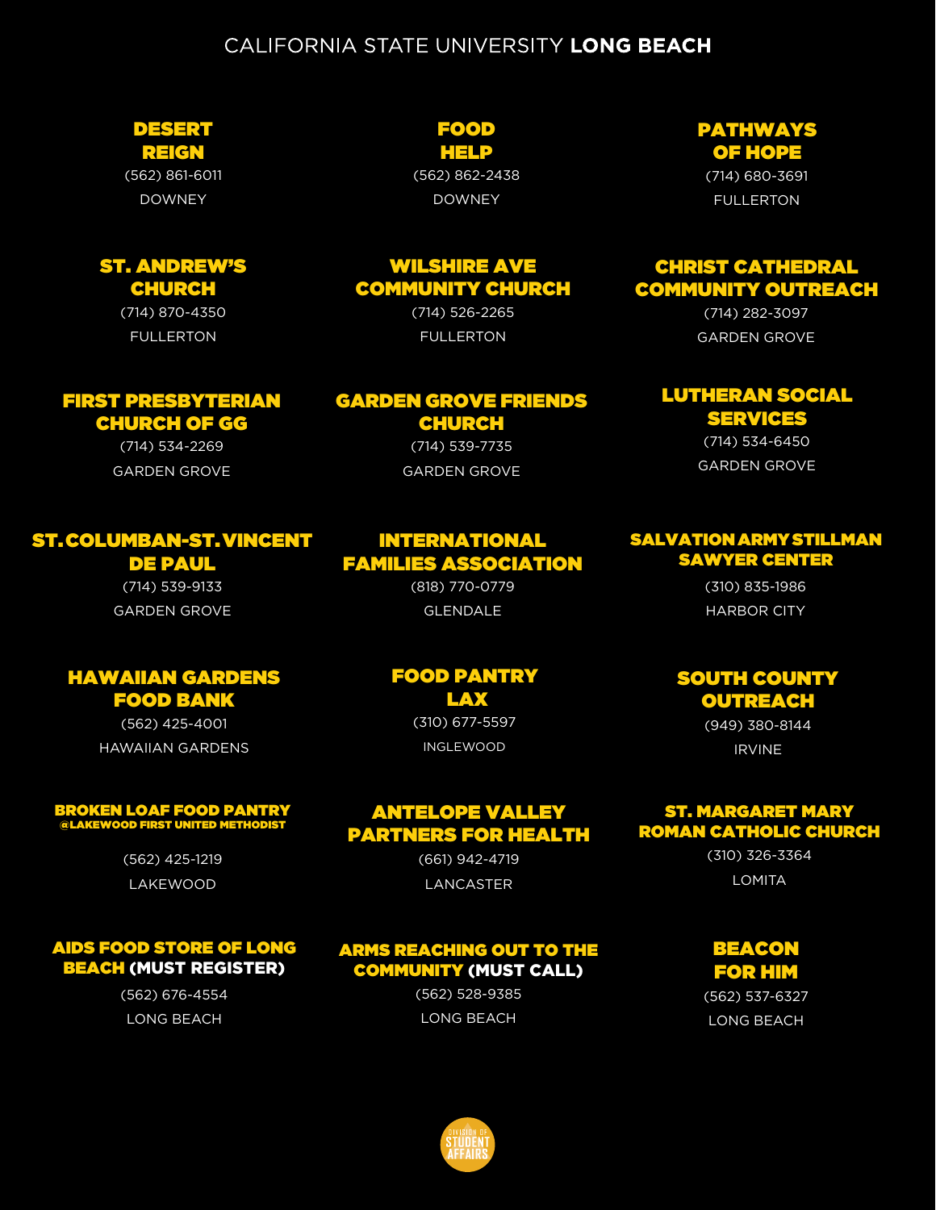CALIFORNIA STATE UNIVERSITY **LONG BEACH**

**DESERT REIGN**
(562) 861-6011
DOWNEY

**FOOD HELP**
(562) 862-2438
DOWNEY

**PATHWAYS OF HOPE**
(714) 680-3691
FULLERTON

**ST. ANDREW'S CHURCH**
(714) 870-4350
FULLERTON

**WILSHIRE AVE COMMUNITY CHURCH**
(714) 526-2265
FULLERTON

**CHRIST CATHEDRAL COMMUNITY OUTREACH**
(714) 282-3097
GARDEN GROVE

**FIRST PRESBYTERIAN CHURCH OF GG**
(714) 534-2269
GARDEN GROVE

**GARDEN GROVE FRIENDS CHURCH**
(714) 539-7735
GARDEN GROVE

**LUTHERAN SOCIAL SERVICES**
(714) 534-6450
GARDEN GROVE

**ST. COLUMBAN-ST. VINCENT DE PAUL**
(714) 539-9133
GARDEN GROVE

**INTERNATIONAL FAMILIES ASSOCIATION**
(818) 770-0779
GLENDALE

**SALVATION ARMY STILLMAN SAWYER CENTER**
(310) 835-1986
HARBOR CITY

**HAWAIIAN GARDENS FOOD BANK**
(562) 425-4001
HAWAIIAN GARDENS

**FOOD PANTRY LAX**
(310) 677-5597
INGLEWOOD

**SOUTH COUNTY OUTREACH**
(949) 380-8144
IRVINE

**BROKEN LOAF FOOD PANTRY**
**@LAKEWOOD FIRST UNITED METHODIST**
(562) 425-1219
LAKEWOOD

**ANTELOPE VALLEY PARTNERS FOR HEALTH**
(661) 942-4719
LANCASTER

**ST. MARGARET MARY ROMAN CATHOLIC CHURCH**
(310) 326-3364
LOMITA

**AIDS FOOD STORE OF LONG BEACH (MUST REGISTER)**
(562) 676-4554
LONG BEACH

**ARMS REACHING OUT TO THE COMMUNITY (MUST CALL)**
(562) 528-9385
LONG BEACH

**BEACON FOR HIM**
(562) 537-6327
LONG BEACH

DIVISION OF STUDENT AFFAIRS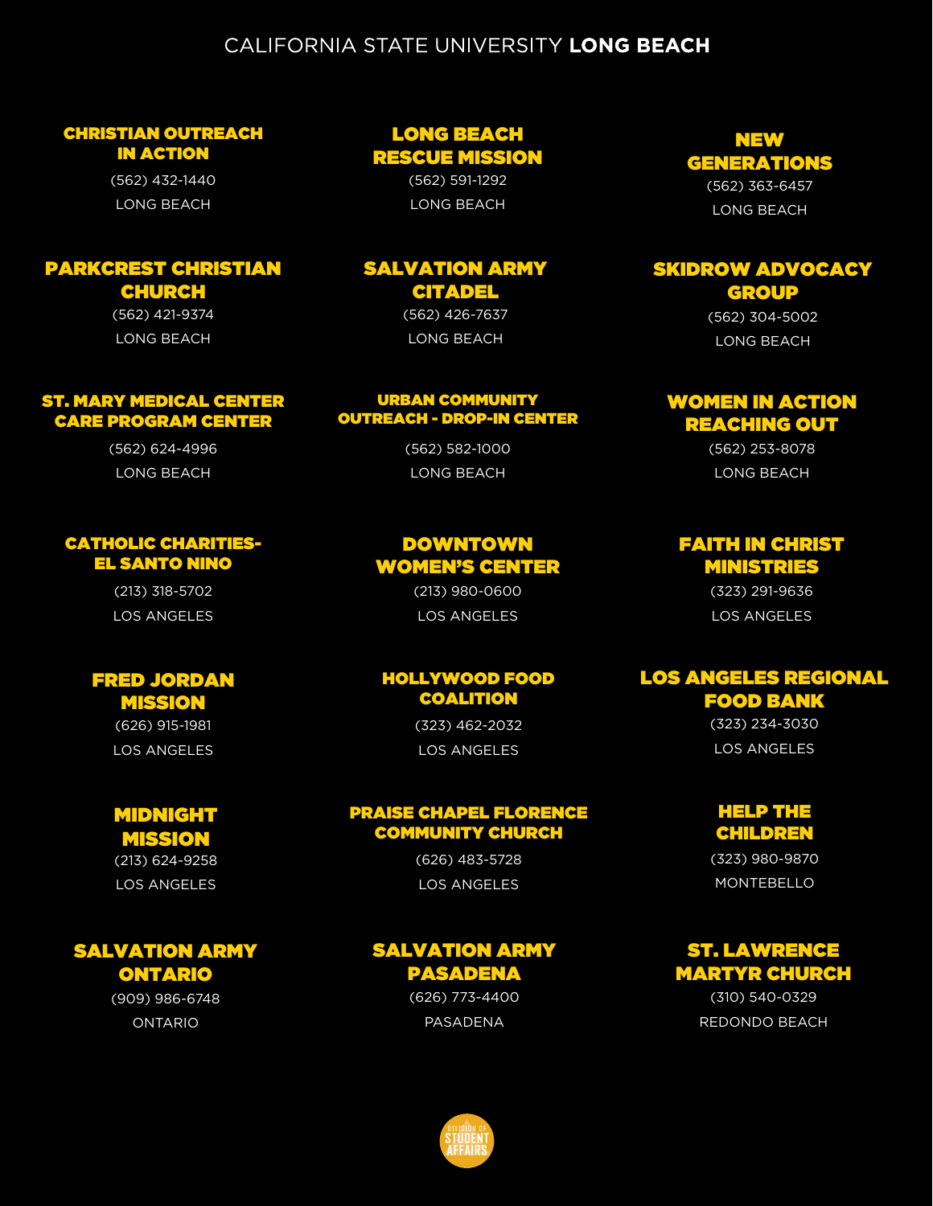CALIFORNIA STATE UNIVERSITY **LONG BEACH**

### CHRISTIAN OUTREACH IN ACTION
(562) 432-1440
LONG BEACH

### LONG BEACH RESCUE MISSION
(562) 591-1292
LONG BEACH

### NEW GENERATIONS
(562) 363-6457
LONG BEACH

### PARKCREST CHRISTIAN CHURCH
(562) 421-9374
LONG BEACH

### SALVATION ARMY CITADEL
(562) 426-7637
LONG BEACH

### SKIDROW ADVOCACY GROUP
(562) 304-5002
LONG BEACH

### ST. MARY MEDICAL CENTER CARE PROGRAM CENTER
(562) 624-4996
LONG BEACH

### URBAN COMMUNITY OUTREACH - DROP-IN CENTER
(562) 582-1000
LONG BEACH

### WOMEN IN ACTION REACHING OUT
(562) 253-8078
LONG BEACH

### CATHOLIC CHARITIES- EL SANTO NINO
(213) 318-5702
LOS ANGELES

### DOWNTOWN WOMEN'S CENTER
(213) 980-0600
LOS ANGELES

### FAITH IN CHRIST MINISTRIES
(323) 291-9636
LOS ANGELES

### FRED JORDAN MISSION
(626) 915-1981
LOS ANGELES

### HOLLYWOOD FOOD COALITION
(323) 462-2032
LOS ANGELES

### LOS ANGELES REGIONAL FOOD BANK
(323) 234-3030
LOS ANGELES

### MIDNIGHT MISSION
(213) 624-9258
LOS ANGELES

### PRAISE CHAPEL FLORENCE COMMUNITY CHURCH
(626) 483-5728
LOS ANGELES

### HELP THE CHILDREN
(323) 980-9870
MONTEBELLO

### SALVATION ARMY ONTARIO
(909) 986-6748
ONTARIO

### SALVATION ARMY PASADENA
(626) 773-4400
PASADENA

### ST. LAWRENCE MARTYR CHURCH
(310) 540-0329
REDONDO BEACH

DIVISION OF STUDENT AFFAIRS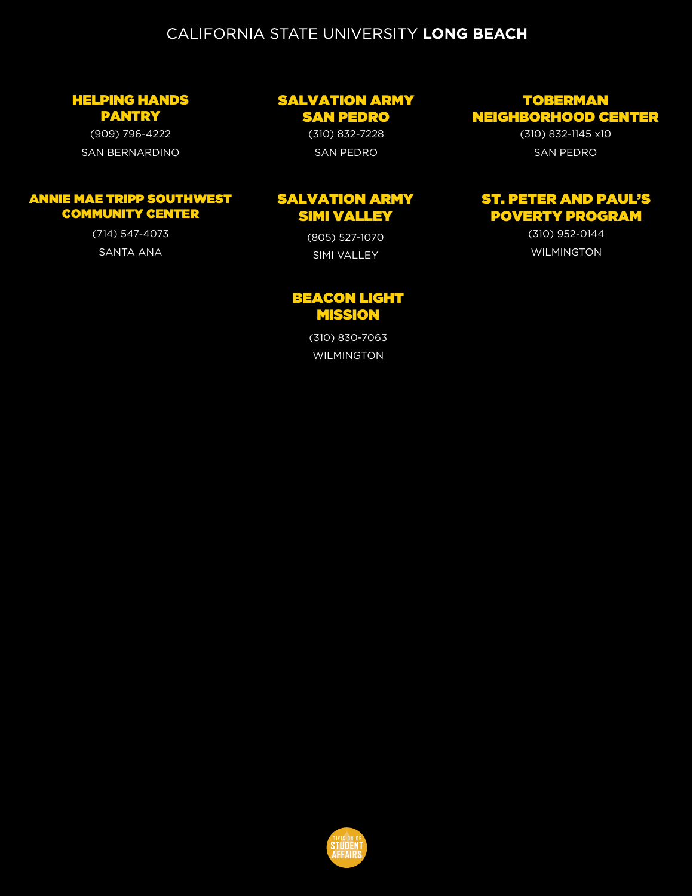### HELPING HANDS PANTRY

(909) 796-4222

SAN BERNARDINO

### SALVATION ARMY SAN PEDRO

(310) 832-7228

SAN PEDRO

### TOBERMAN NEIGHBORHOOD CENTER

(310) 832-1145 x10

SAN PEDRO

### ANNIE MAE TRIPP SOUTHWEST COMMUNITY CENTER

(714) 547-4073

SANTA ANA

### SALVATION ARMY SIMI VALLEY

(805) 527-1070

SIMI VALLEY

### ST. PETER AND PAUL'S POVERTY PROGRAM

(310) 952-0144

WILMINGTON

### BEACON LIGHT MISSION

(310) 830-7063

WILMINGTON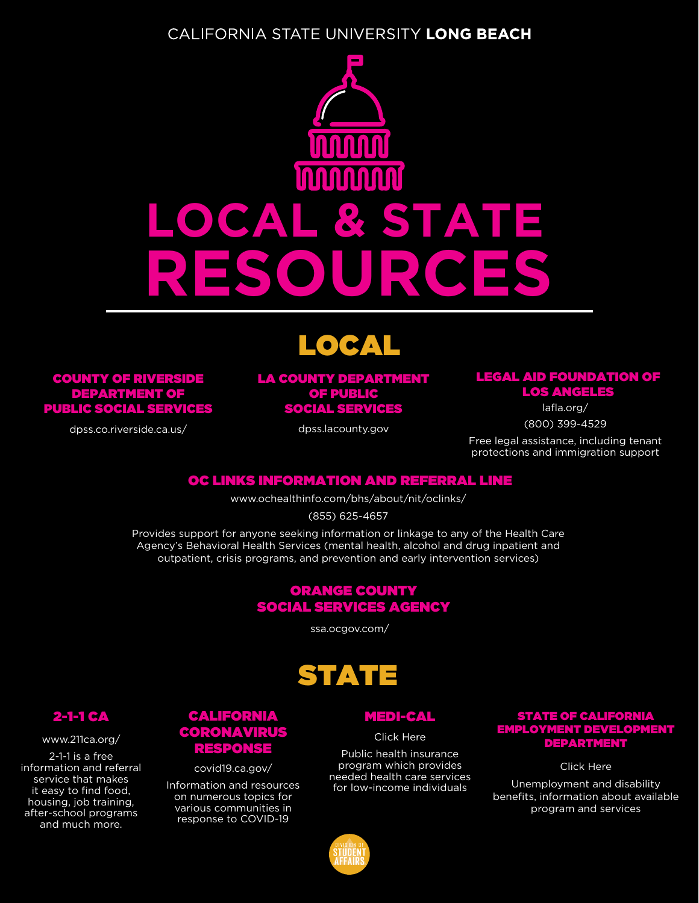CALIFORNIA STATE UNIVERSITY **LONG BEACH**

# LOCAL & STATE RESOURCES

## LOCAL

### COUNTY OF RIVERSIDE DEPARTMENT OF PUBLIC SOCIAL SERVICES

dpss.co.riverside.ca.us/

### LA COUNTY DEPARTMENT OF PUBLIC SOCIAL SERVICES

dpss.lacounty.gov

### LEGAL AID FOUNDATION OF LOS ANGELES

lafla.org/

(800) 399-4529

Free legal assistance, including tenant protections and immigration support

### OC LINKS INFORMATION AND REFERRAL LINE

www.ochealthinfo.com/bhs/about/nit/oclinks/

(855) 625-4657

Provides support for anyone seeking information or linkage to any of the Health Care Agency's Behavioral Health Services (mental health, alcohol and drug inpatient and outpatient, crisis programs, and prevention and early intervention services)

### ORANGE COUNTY SOCIAL SERVICES AGENCY

ssa.ocgov.com/

## STATE

### 2-1-1 CA

www.211ca.org/

2-1-1 is a free information and referral service that makes it easy to find food, housing, job training, after-school programs and much more.

### CALIFORNIA CORONAVIRUS RESPONSE

covid19.ca.gov/

Information and resources on numerous topics for various communities in response to COVID-19

### MEDI-CAL

Click Here

Public health insurance program which provides needed health care services for low-income individuals

### STATE OF CALIFORNIA EMPLOYMENT DEVELOPMENT DEPARTMENT

Click Here

Unemployment and disability benefits, information about available program and services

DIVISION OF STUDENT AFFAIRS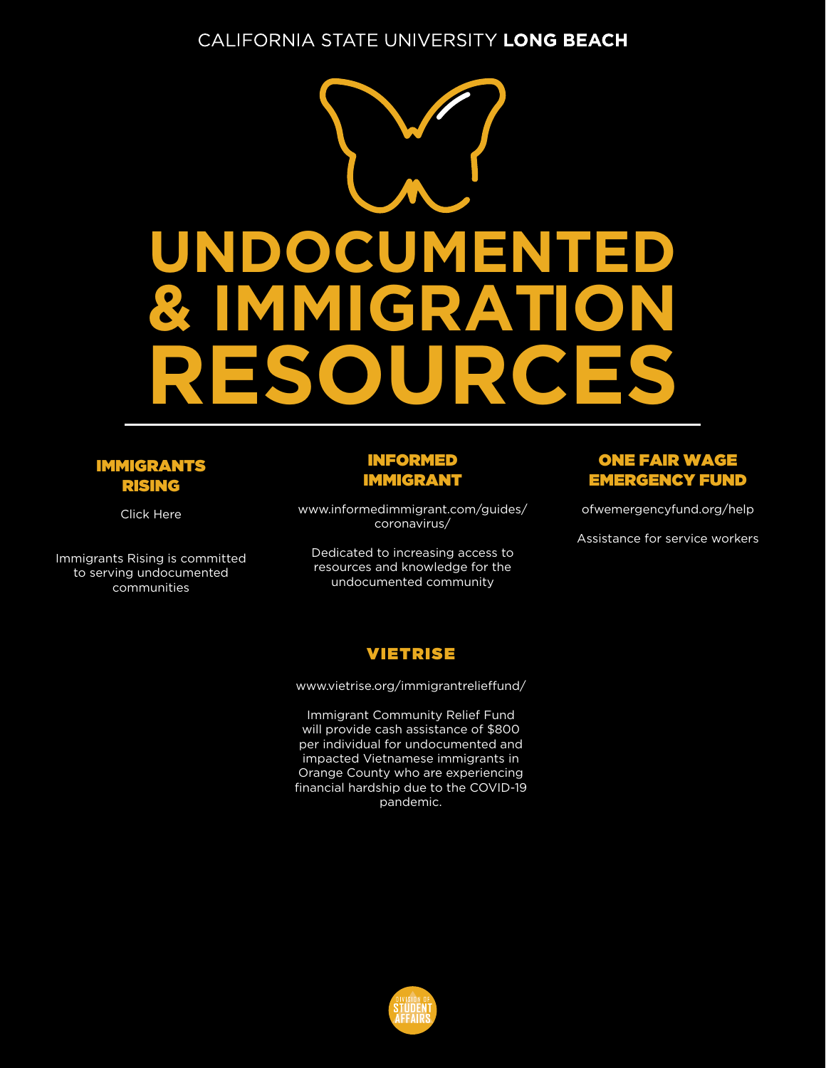CALIFORNIA STATE UNIVERSITY **LONG BEACH**

# UNDOCUMENTED & IMMIGRATION RESOURCES

### IMMIGRANTS RISING

Click Here

Immigrants Rising is committed to serving undocumented communities

### INFORMED IMMIGRANT

www.informedimmigrant.com/guides/coronavirus/

Dedicated to increasing access to resources and knowledge for the undocumented community

### ONE FAIR WAGE EMERGENCY FUND

ofwemergencyfund.org/help

Assistance for service workers

### VIETRISE

www.vietrise.org/immigrantrelieffund/

Immigrant Community Relief Fund will provide cash assistance of $800 per individual for undocumented and impacted Vietnamese immigrants in Orange County who are experiencing financial hardship due to the COVID-19 pandemic.

DIVISION OF STUDENT AFFAIRS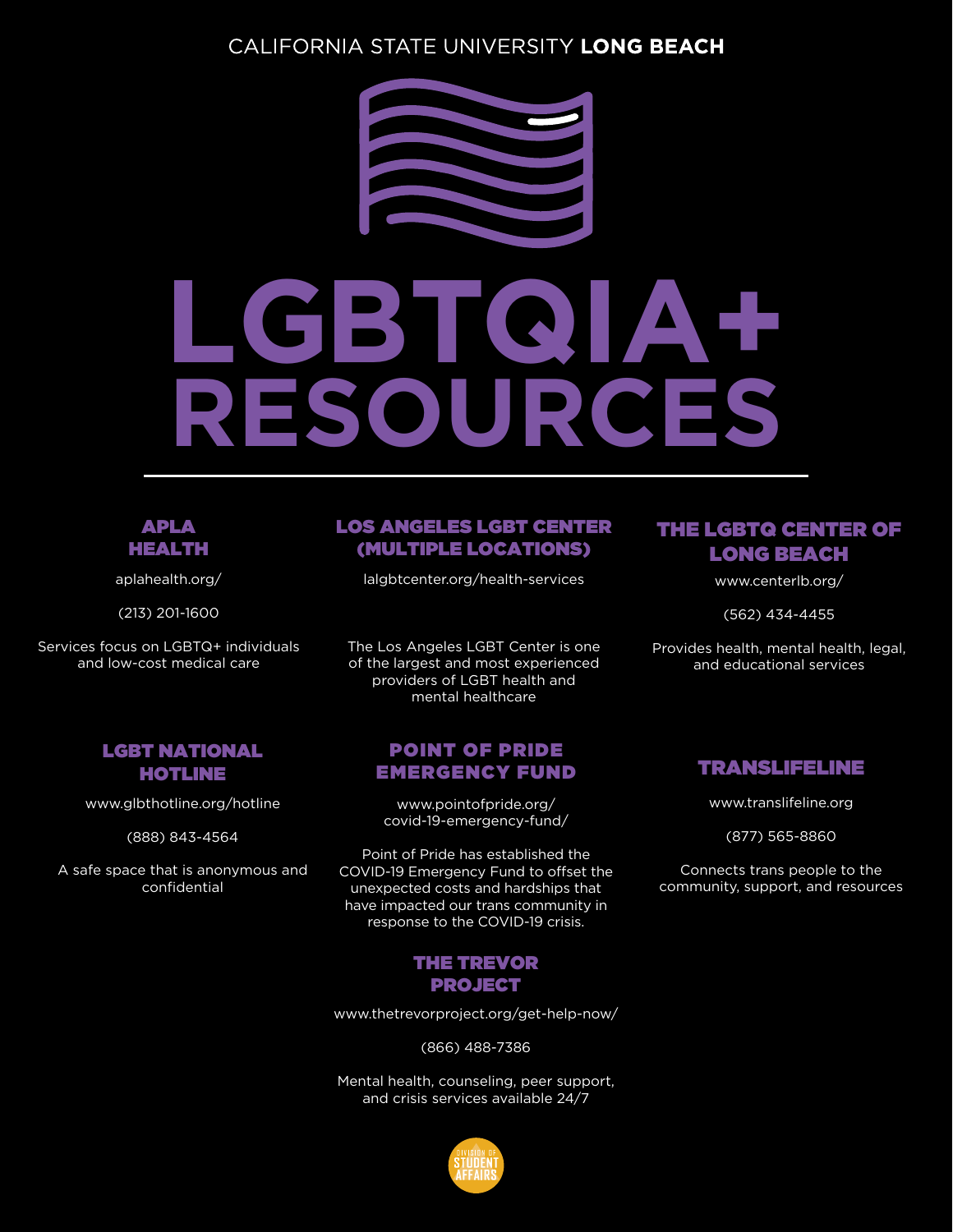CALIFORNIA STATE UNIVERSITY **LONG BEACH**

# LGBTQIA+ RESOURCES

---

### APLA HEALTH

aplahealth.org/

(213) 201-1600

Services focus on LGBTQ+ individuals and low-cost medical care

### LOS ANGELES LGBT CENTER (MULTIPLE LOCATIONS)

lalgbtcenter.org/health-services

The Los Angeles LGBT Center is one of the largest and most experienced providers of LGBT health and mental healthcare

### THE LGBTQ CENTER OF LONG BEACH

www.centerlb.org/

(562) 434-4455

Provides health, mental health, legal, and educational services

### LGBT NATIONAL HOTLINE

www.glbthotline.org/hotline

(888) 843-4564

A safe space that is anonymous and confidential

### POINT OF PRIDE EMERGENCY FUND

www.pointofpride.org/covid-19-emergency-fund/

Point of Pride has established the COVID-19 Emergency Fund to offset the unexpected costs and hardships that have impacted our trans community in response to the COVID-19 crisis.

### TRANSLIFELINE

www.translifeline.org

(877) 565-8860

Connects trans people to the community, support, and resources

### THE TREVOR PROJECT

www.thetrevorproject.org/get-help-now/

(866) 488-7386

Mental health, counseling, peer support, and crisis services available 24/7

DIVISION OF STUDENT AFFAIRS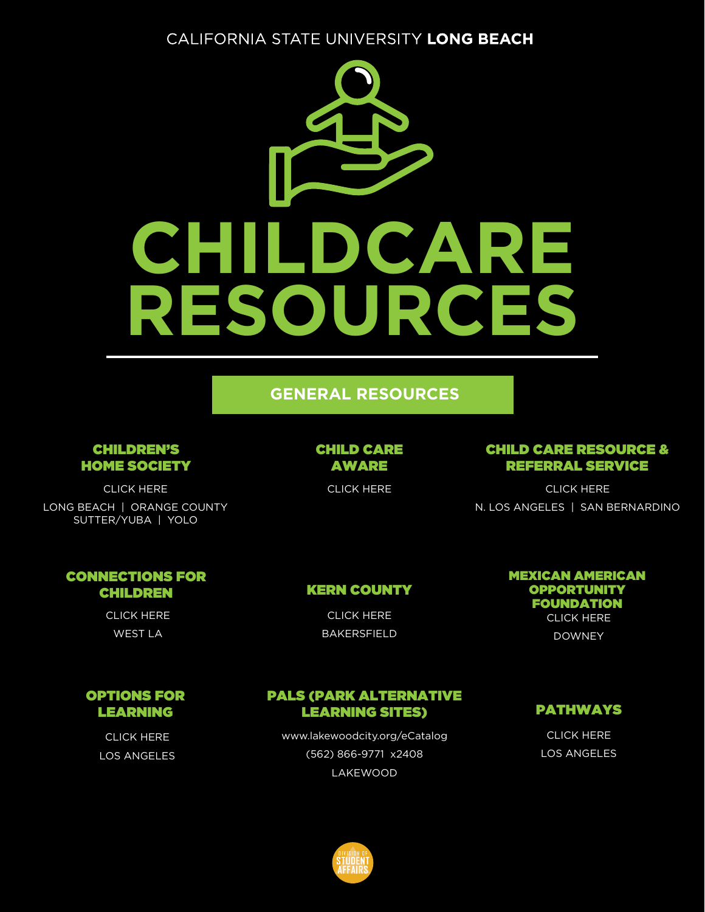CALIFORNIA STATE UNIVERSITY **LONG BEACH**

# CHILDCARE RESOURCES

## GENERAL RESOURCES

### CHILDREN'S HOME SOCIETY

CLICK HERE

LONG BEACH | ORANGE COUNTY
SUTTER/YUBA | YOLO

### CHILD CARE AWARE

CLICK HERE

### CHILD CARE RESOURCE & REFERRAL SERVICE

CLICK HERE

N. LOS ANGELES | SAN BERNARDINO

### CONNECTIONS FOR CHILDREN

CLICK HERE

WEST LA

### KERN COUNTY

CLICK HERE

BAKERSFIELD

### MEXICAN AMERICAN OPPORTUNITY FOUNDATION

CLICK HERE

DOWNEY

### OPTIONS FOR LEARNING

CLICK HERE

LOS ANGELES

### PALS (PARK ALTERNATIVE LEARNING SITES)

www.lakewoodcity.org/eCatalog

(562) 866-9771 x2408

LAKEWOOD

### PATHWAYS

CLICK HERE

LOS ANGELES

DIVISION OF STUDENT AFFAIRS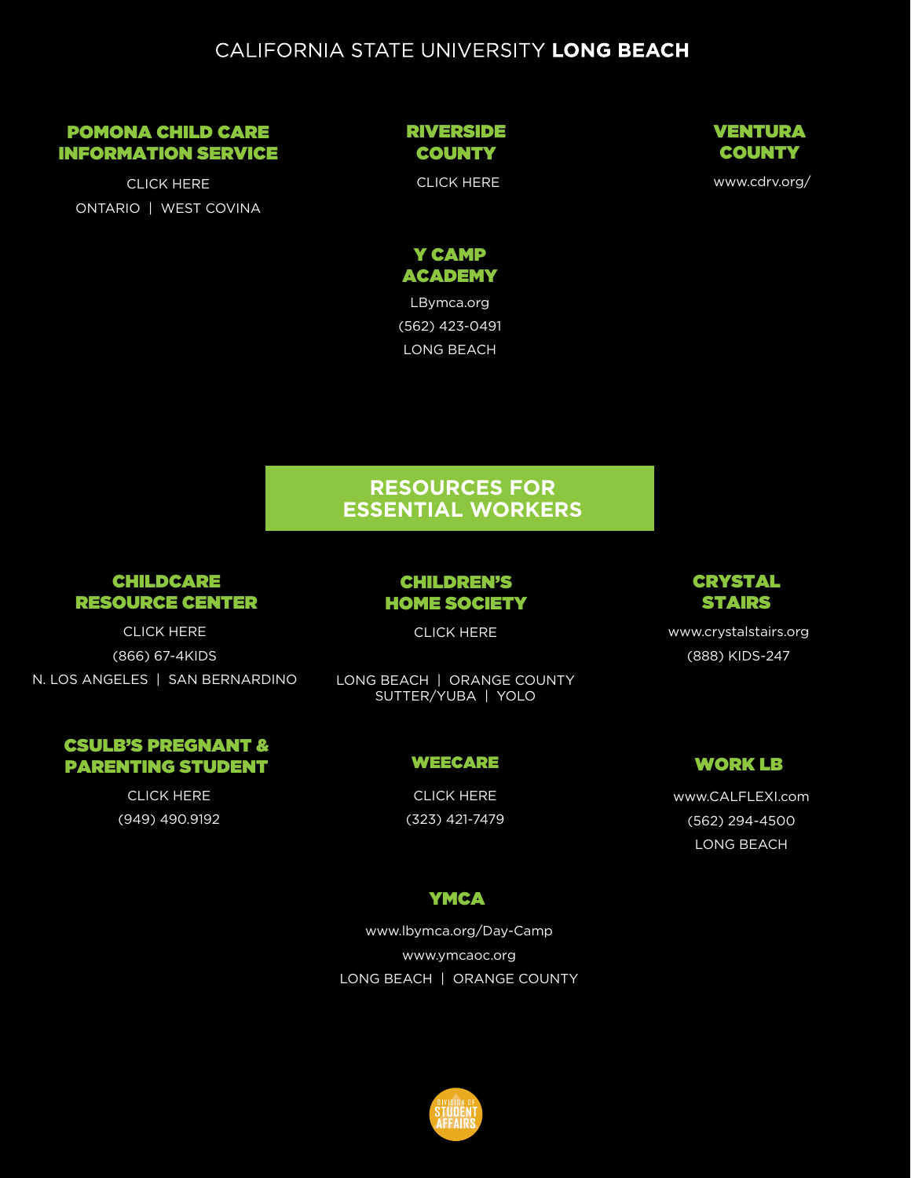CALIFORNIA STATE UNIVERSITY **LONG BEACH**

### POMONA CHILD CARE INFORMATION SERVICE

CLICK HERE

ONTARIO | WEST COVINA

### RIVERSIDE COUNTY

CLICK HERE

### VENTURA COUNTY

www.cdrv.org/

### Y CAMP ACADEMY

LBymca.org

(562) 423-0491

LONG BEACH

## RESOURCES FOR ESSENTIAL WORKERS

### CHILDCARE RESOURCE CENTER

CLICK HERE

(866) 67-4KIDS

N. LOS ANGELES | SAN BERNARDINO

### CHILDREN'S HOME SOCIETY

CLICK HERE

LONG BEACH | ORANGE COUNTY
SUTTER/YUBA | YOLO

### CRYSTAL STAIRS

www.crystalstairs.org

(888) KIDS-247

### CSULB'S PREGNANT & PARENTING STUDENT

CLICK HERE

(949) 490.9192

### WEECARE

CLICK HERE

(323) 421-7479

### WORK LB

www.CALFLEXI.com

(562) 294-4500

LONG BEACH

### YMCA

www.lbymca.org/Day-Camp

www.ymcaoc.org

LONG BEACH | ORANGE COUNTY

DIVISION OF STUDENT AFFAIRS